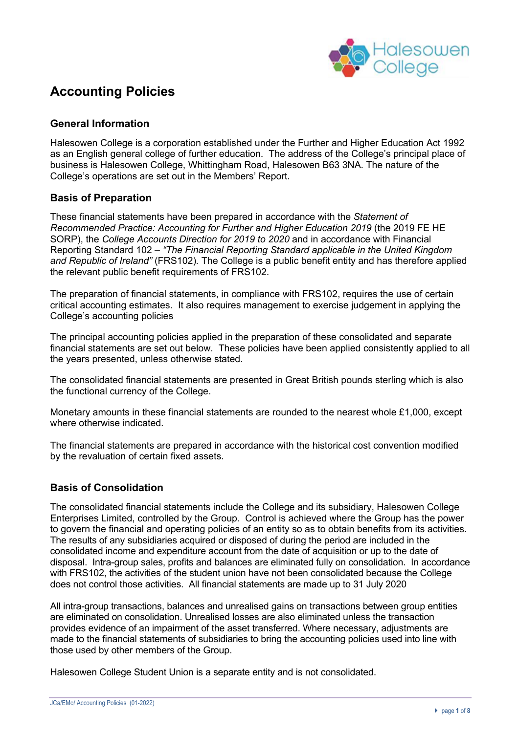# Accounting Policies

## General Information

Halesowen College is a corporation established under the Further and Higher Education Act 1992 as an English general college of further education. The address of the College's principal place of business is Halesowen College, Whittingham Road, Halesowen B63 3NA. The nature of the College's operations are set out in the Members' Report.

## Basis of Preparation

These financial statements have been prepared in accordance with the *Statement of Recommended Practice: Accounting for Further and Higher Education 2019* (the 2019 FE HE SORP), the *College Accounts Direction for 2019 to 2020* and in accordance with Financial Reporting Standard 102 – *"The Financial Reporting Standard applicable in the United Kingdom and Republic of Ireland"* (FRS102). The College is a public benefit entity and has therefore applied the relevant public benefit requirements of FRS102.

The preparation of financial statements, in compliance with FRS102, requires the use of certain critical accounting estimates. It also requires management to exercise judgement in applying the College's accounting policies

The principal accounting policies applied in the preparation of these consolidated and separate financial statements are set out below. These policies have been applied consistently applied to all the years presented, unless otherwise stated.

The consolidated financial statements are presented in Great British pounds sterling which is also the functional currency of the College.

Monetary amounts in these financial statements are rounded to the nearest whole £1,000, except where otherwise indicated.

The financial statements are prepared in accordance with the historical cost convention modified by the revaluation of certain fixed assets.

## Basis of Consolidation

The consolidated financial statements include the College and its subsidiary, Halesowen College Enterprises Limited, controlled by the Group. Control is achieved where the Group has the power to govern the financial and operating policies of an entity so as to obtain benefits from its activities. The results of any subsidiaries acquired or disposed of during the period are included in the consolidated income and expenditure account from the date of acquisition or up to the date of disposal. Intra-group sales, profits and balances are eliminated fully on consolidation. In accordance with FRS102, the activities of the student union have not been consolidated because the College does not control those activities. All financial statements are made up to 31 July 2020

All intra-group transactions, balances and unrealised gains on transactions between group entities are eliminated on consolidation. Unrealised losses are also eliminated unless the transaction provides evidence of an impairment of the asset transferred. Where necessary, adjustments are made to the financial statements of subsidiaries to bring the accounting policies used into line with those used by other members of the Group.

Halesowen College Student Union is a separate entity and is not consolidated.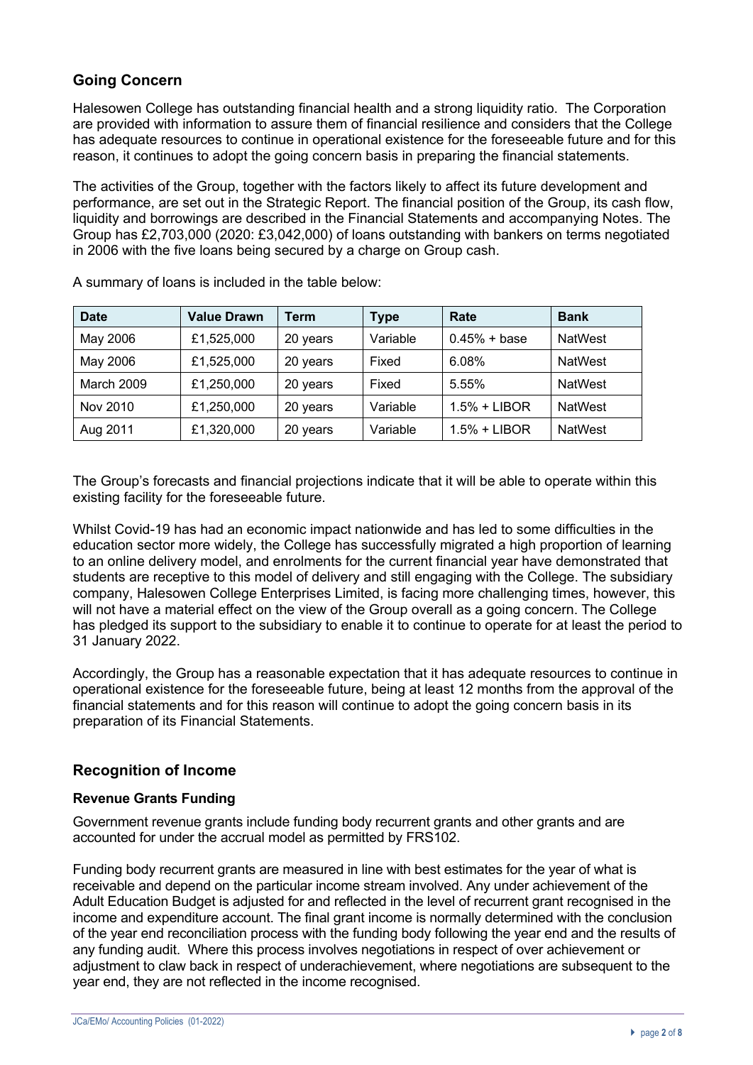## Going Concern

Halesowen College has outstanding financial health and a strong liquidity ratio. The Corporation are provided with information to assure them of financial resilience and considers that the College has adequate resources to continue in operational existence for the foreseeable future and for this reason, it continues to adopt the going concern basis in preparing the financial statements.

The activities of the Group, together with the factors likely to affect its future development and performance, are set out in the Strategic Report. The financial position of the Group, its cash flow, liquidity and borrowings are described in the Financial Statements and accompanying Notes. The Group has £2,703,000 (2020: £3,042,000) of loans outstanding with bankers on terms negotiated in 2006 with the five loans being secured by a charge on Group cash.

A summary of loans is included in the table below:

| Date | Value Drawn | Term | Type | Rate | Bank |
|---|---|---|---|---|---|
| May 2006 | £1,525,000 | 20 years | Variable | 0.45% + base | NatWest |
| May 2006 | £1,525,000 | 20 years | Fixed | 6.08% | NatWest |
| March 2009 | £1,250,000 | 20 years | Fixed | 5.55% | NatWest |
| Nov 2010 | £1,250,000 | 20 years | Variable | 1.5% + LIBOR | NatWest |
| Aug 2011 | £1,320,000 | 20 years | Variable | 1.5% + LIBOR | NatWest |

The Group's forecasts and financial projections indicate that it will be able to operate within this existing facility for the foreseeable future.

Whilst Covid-19 has had an economic impact nationwide and has led to some difficulties in the education sector more widely, the College has successfully migrated a high proportion of learning to an online delivery model, and enrolments for the current financial year have demonstrated that students are receptive to this model of delivery and still engaging with the College. The subsidiary company, Halesowen College Enterprises Limited, is facing more challenging times, however, this will not have a material effect on the view of the Group overall as a going concern. The College has pledged its support to the subsidiary to enable it to continue to operate for at least the period to 31 January 2022.

Accordingly, the Group has a reasonable expectation that it has adequate resources to continue in operational existence for the foreseeable future, being at least 12 months from the approval of the financial statements and for this reason will continue to adopt the going concern basis in its preparation of its Financial Statements.

## Recognition of Income

### Revenue Grants Funding

Government revenue grants include funding body recurrent grants and other grants and are accounted for under the accrual model as permitted by FRS102.

Funding body recurrent grants are measured in line with best estimates for the year of what is receivable and depend on the particular income stream involved. Any under achievement of the Adult Education Budget is adjusted for and reflected in the level of recurrent grant recognised in the income and expenditure account. The final grant income is normally determined with the conclusion of the year end reconciliation process with the funding body following the year end and the results of any funding audit. Where this process involves negotiations in respect of over achievement or adjustment to claw back in respect of underachievement, where negotiations are subsequent to the year end, they are not reflected in the income recognised.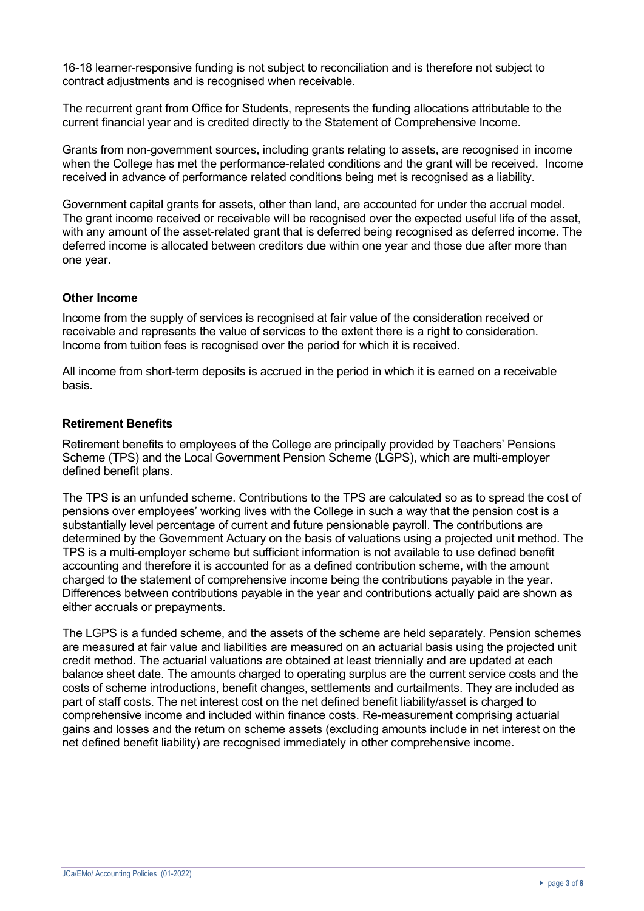16-18 learner-responsive funding is not subject to reconciliation and is therefore not subject to contract adjustments and is recognised when receivable.

The recurrent grant from Office for Students, represents the funding allocations attributable to the current financial year and is credited directly to the Statement of Comprehensive Income.

Grants from non-government sources, including grants relating to assets, are recognised in income when the College has met the performance-related conditions and the grant will be received. Income received in advance of performance related conditions being met is recognised as a liability.

Government capital grants for assets, other than land, are accounted for under the accrual model. The grant income received or receivable will be recognised over the expected useful life of the asset, with any amount of the asset-related grant that is deferred being recognised as deferred income. The deferred income is allocated between creditors due within one year and those due after more than one year.

**Other Income**

Income from the supply of services is recognised at fair value of the consideration received or receivable and represents the value of services to the extent there is a right to consideration. Income from tuition fees is recognised over the period for which it is received.

All income from short-term deposits is accrued in the period in which it is earned on a receivable basis.

**Retirement Benefits**

Retirement benefits to employees of the College are principally provided by Teachers' Pensions Scheme (TPS) and the Local Government Pension Scheme (LGPS), which are multi-employer defined benefit plans.

The TPS is an unfunded scheme. Contributions to the TPS are calculated so as to spread the cost of pensions over employees' working lives with the College in such a way that the pension cost is a substantially level percentage of current and future pensionable payroll. The contributions are determined by the Government Actuary on the basis of valuations using a projected unit method. The TPS is a multi-employer scheme but sufficient information is not available to use defined benefit accounting and therefore it is accounted for as a defined contribution scheme, with the amount charged to the statement of comprehensive income being the contributions payable in the year. Differences between contributions payable in the year and contributions actually paid are shown as either accruals or prepayments.

The LGPS is a funded scheme, and the assets of the scheme are held separately. Pension schemes are measured at fair value and liabilities are measured on an actuarial basis using the projected unit credit method. The actuarial valuations are obtained at least triennially and are updated at each balance sheet date. The amounts charged to operating surplus are the current service costs and the costs of scheme introductions, benefit changes, settlements and curtailments. They are included as part of staff costs. The net interest cost on the net defined benefit liability/asset is charged to comprehensive income and included within finance costs. Re-measurement comprising actuarial gains and losses and the return on scheme assets (excluding amounts include in net interest on the net defined benefit liability) are recognised immediately in other comprehensive income.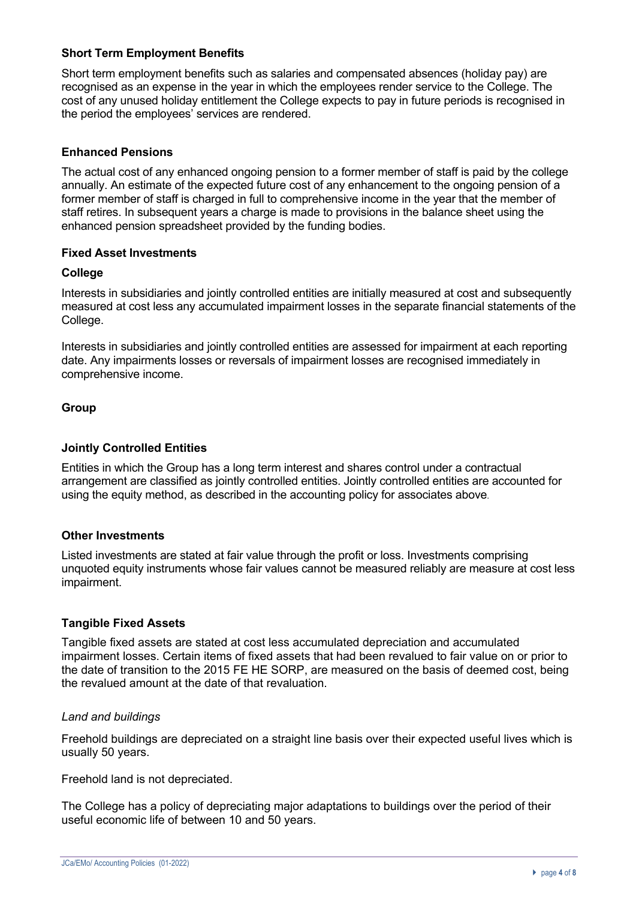### Short Term Employment Benefits

Short term employment benefits such as salaries and compensated absences (holiday pay) are recognised as an expense in the year in which the employees render service to the College. The cost of any unused holiday entitlement the College expects to pay in future periods is recognised in the period the employees' services are rendered.

### Enhanced Pensions

The actual cost of any enhanced ongoing pension to a former member of staff is paid by the college annually. An estimate of the expected future cost of any enhancement to the ongoing pension of a former member of staff is charged in full to comprehensive income in the year that the member of staff retires. In subsequent years a charge is made to provisions in the balance sheet using the enhanced pension spreadsheet provided by the funding bodies.

### Fixed Asset Investments

#### College

Interests in subsidiaries and jointly controlled entities are initially measured at cost and subsequently measured at cost less any accumulated impairment losses in the separate financial statements of the College.

Interests in subsidiaries and jointly controlled entities are assessed for impairment at each reporting date. Any impairments losses or reversals of impairment losses are recognised immediately in comprehensive income.

#### Group

### Jointly Controlled Entities

Entities in which the Group has a long term interest and shares control under a contractual arrangement are classified as jointly controlled entities. Jointly controlled entities are accounted for using the equity method, as described in the accounting policy for associates above.

### Other Investments

Listed investments are stated at fair value through the profit or loss. Investments comprising unquoted equity instruments whose fair values cannot be measured reliably are measure at cost less impairment.

### Tangible Fixed Assets

Tangible fixed assets are stated at cost less accumulated depreciation and accumulated impairment losses. Certain items of fixed assets that had been revalued to fair value on or prior to the date of transition to the 2015 FE HE SORP, are measured on the basis of deemed cost, being the revalued amount at the date of that revaluation.

*Land and buildings*

Freehold buildings are depreciated on a straight line basis over their expected useful lives which is usually 50 years.

Freehold land is not depreciated.

The College has a policy of depreciating major adaptations to buildings over the period of their useful economic life of between 10 and 50 years.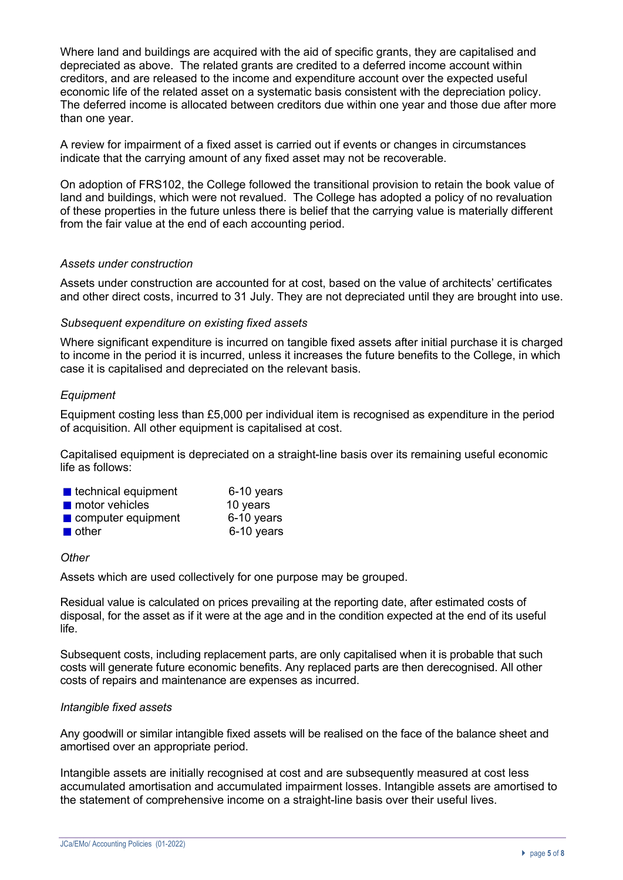Where land and buildings are acquired with the aid of specific grants, they are capitalised and depreciated as above. The related grants are credited to a deferred income account within creditors, and are released to the income and expenditure account over the expected useful economic life of the related asset on a systematic basis consistent with the depreciation policy. The deferred income is allocated between creditors due within one year and those due after more than one year.

A review for impairment of a fixed asset is carried out if events or changes in circumstances indicate that the carrying amount of any fixed asset may not be recoverable.

On adoption of FRS102, the College followed the transitional provision to retain the book value of land and buildings, which were not revalued. The College has adopted a policy of no revaluation of these properties in the future unless there is belief that the carrying value is materially different from the fair value at the end of each accounting period.

*Assets under construction*

Assets under construction are accounted for at cost, based on the value of architects' certificates and other direct costs, incurred to 31 July. They are not depreciated until they are brought into use.

*Subsequent expenditure on existing fixed assets*

Where significant expenditure is incurred on tangible fixed assets after initial purchase it is charged to income in the period it is incurred, unless it increases the future benefits to the College, in which case it is capitalised and depreciated on the relevant basis.

*Equipment*

Equipment costing less than £5,000 per individual item is recognised as expenditure in the period of acquisition. All other equipment is capitalised at cost.

Capitalised equipment is depreciated on a straight-line basis over its remaining useful economic life as follows:

- technical equipment 6-10 years
- motor vehicles 10 years
- computer equipment 6-10 years
- other 6-10 years

*Other*

Assets which are used collectively for one purpose may be grouped.

Residual value is calculated on prices prevailing at the reporting date, after estimated costs of disposal, for the asset as if it were at the age and in the condition expected at the end of its useful life.

Subsequent costs, including replacement parts, are only capitalised when it is probable that such costs will generate future economic benefits. Any replaced parts are then derecognised. All other costs of repairs and maintenance are expenses as incurred.

*Intangible fixed assets*

Any goodwill or similar intangible fixed assets will be realised on the face of the balance sheet and amortised over an appropriate period.

Intangible assets are initially recognised at cost and are subsequently measured at cost less accumulated amortisation and accumulated impairment losses. Intangible assets are amortised to the statement of comprehensive income on a straight-line basis over their useful lives.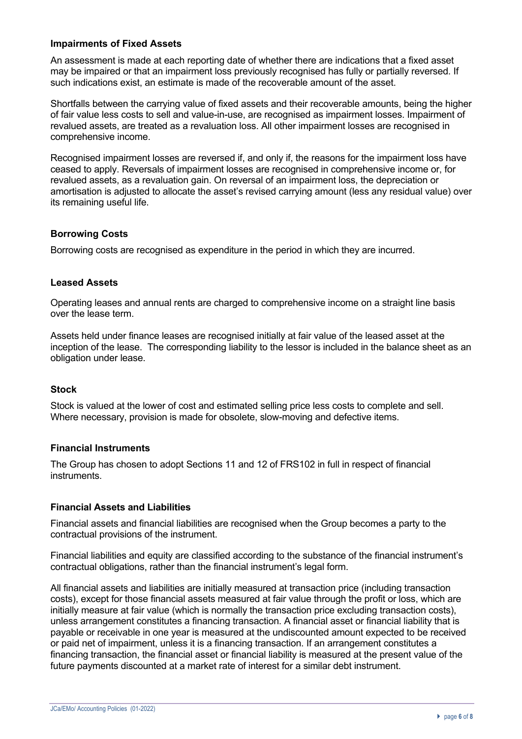### Impairments of Fixed Assets

An assessment is made at each reporting date of whether there are indications that a fixed asset may be impaired or that an impairment loss previously recognised has fully or partially reversed. If such indications exist, an estimate is made of the recoverable amount of the asset.

Shortfalls between the carrying value of fixed assets and their recoverable amounts, being the higher of fair value less costs to sell and value-in-use, are recognised as impairment losses. Impairment of revalued assets, are treated as a revaluation loss. All other impairment losses are recognised in comprehensive income.

Recognised impairment losses are reversed if, and only if, the reasons for the impairment loss have ceased to apply. Reversals of impairment losses are recognised in comprehensive income or, for revalued assets, as a revaluation gain. On reversal of an impairment loss, the depreciation or amortisation is adjusted to allocate the asset's revised carrying amount (less any residual value) over its remaining useful life.

### Borrowing Costs

Borrowing costs are recognised as expenditure in the period in which they are incurred.

### Leased Assets

Operating leases and annual rents are charged to comprehensive income on a straight line basis over the lease term.

Assets held under finance leases are recognised initially at fair value of the leased asset at the inception of the lease. The corresponding liability to the lessor is included in the balance sheet as an obligation under lease.

### Stock

Stock is valued at the lower of cost and estimated selling price less costs to complete and sell. Where necessary, provision is made for obsolete, slow-moving and defective items.

### Financial Instruments

The Group has chosen to adopt Sections 11 and 12 of FRS102 in full in respect of financial instruments.

### Financial Assets and Liabilities

Financial assets and financial liabilities are recognised when the Group becomes a party to the contractual provisions of the instrument.

Financial liabilities and equity are classified according to the substance of the financial instrument's contractual obligations, rather than the financial instrument's legal form.

All financial assets and liabilities are initially measured at transaction price (including transaction costs), except for those financial assets measured at fair value through the profit or loss, which are initially measure at fair value (which is normally the transaction price excluding transaction costs), unless arrangement constitutes a financing transaction. A financial asset or financial liability that is payable or receivable in one year is measured at the undiscounted amount expected to be received or paid net of impairment, unless it is a financing transaction. If an arrangement constitutes a financing transaction, the financial asset or financial liability is measured at the present value of the future payments discounted at a market rate of interest for a similar debt instrument.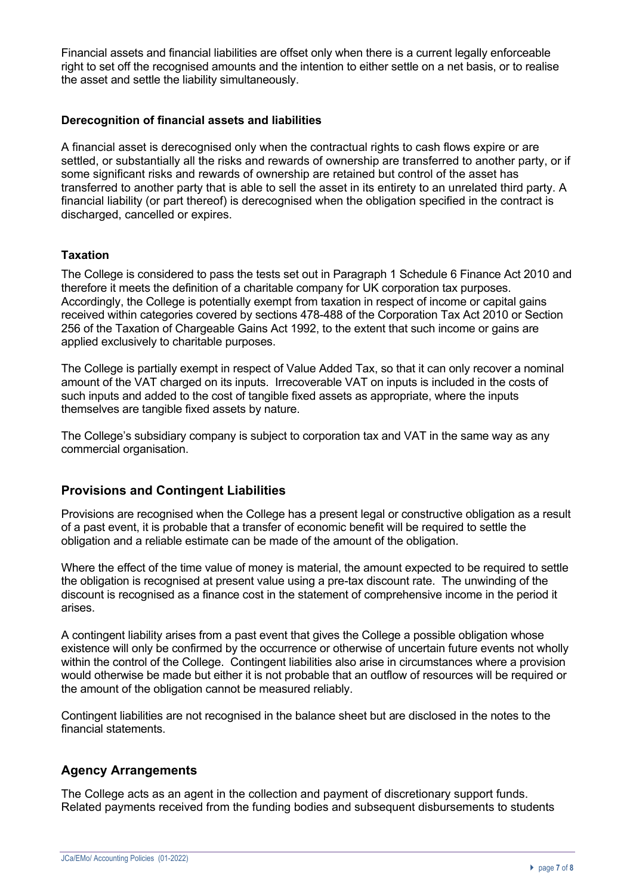Financial assets and financial liabilities are offset only when there is a current legally enforceable right to set off the recognised amounts and the intention to either settle on a net basis, or to realise the asset and settle the liability simultaneously.

### Derecognition of financial assets and liabilities

A financial asset is derecognised only when the contractual rights to cash flows expire or are settled, or substantially all the risks and rewards of ownership are transferred to another party, or if some significant risks and rewards of ownership are retained but control of the asset has transferred to another party that is able to sell the asset in its entirety to an unrelated third party. A financial liability (or part thereof) is derecognised when the obligation specified in the contract is discharged, cancelled or expires.

### Taxation

The College is considered to pass the tests set out in Paragraph 1 Schedule 6 Finance Act 2010 and therefore it meets the definition of a charitable company for UK corporation tax purposes. Accordingly, the College is potentially exempt from taxation in respect of income or capital gains received within categories covered by sections 478-488 of the Corporation Tax Act 2010 or Section 256 of the Taxation of Chargeable Gains Act 1992, to the extent that such income or gains are applied exclusively to charitable purposes.

The College is partially exempt in respect of Value Added Tax, so that it can only recover a nominal amount of the VAT charged on its inputs. Irrecoverable VAT on inputs is included in the costs of such inputs and added to the cost of tangible fixed assets as appropriate, where the inputs themselves are tangible fixed assets by nature.

The College's subsidiary company is subject to corporation tax and VAT in the same way as any commercial organisation.

## Provisions and Contingent Liabilities

Provisions are recognised when the College has a present legal or constructive obligation as a result of a past event, it is probable that a transfer of economic benefit will be required to settle the obligation and a reliable estimate can be made of the amount of the obligation.

Where the effect of the time value of money is material, the amount expected to be required to settle the obligation is recognised at present value using a pre-tax discount rate. The unwinding of the discount is recognised as a finance cost in the statement of comprehensive income in the period it arises.

A contingent liability arises from a past event that gives the College a possible obligation whose existence will only be confirmed by the occurrence or otherwise of uncertain future events not wholly within the control of the College. Contingent liabilities also arise in circumstances where a provision would otherwise be made but either it is not probable that an outflow of resources will be required or the amount of the obligation cannot be measured reliably.

Contingent liabilities are not recognised in the balance sheet but are disclosed in the notes to the financial statements.

## Agency Arrangements

The College acts as an agent in the collection and payment of discretionary support funds. Related payments received from the funding bodies and subsequent disbursements to students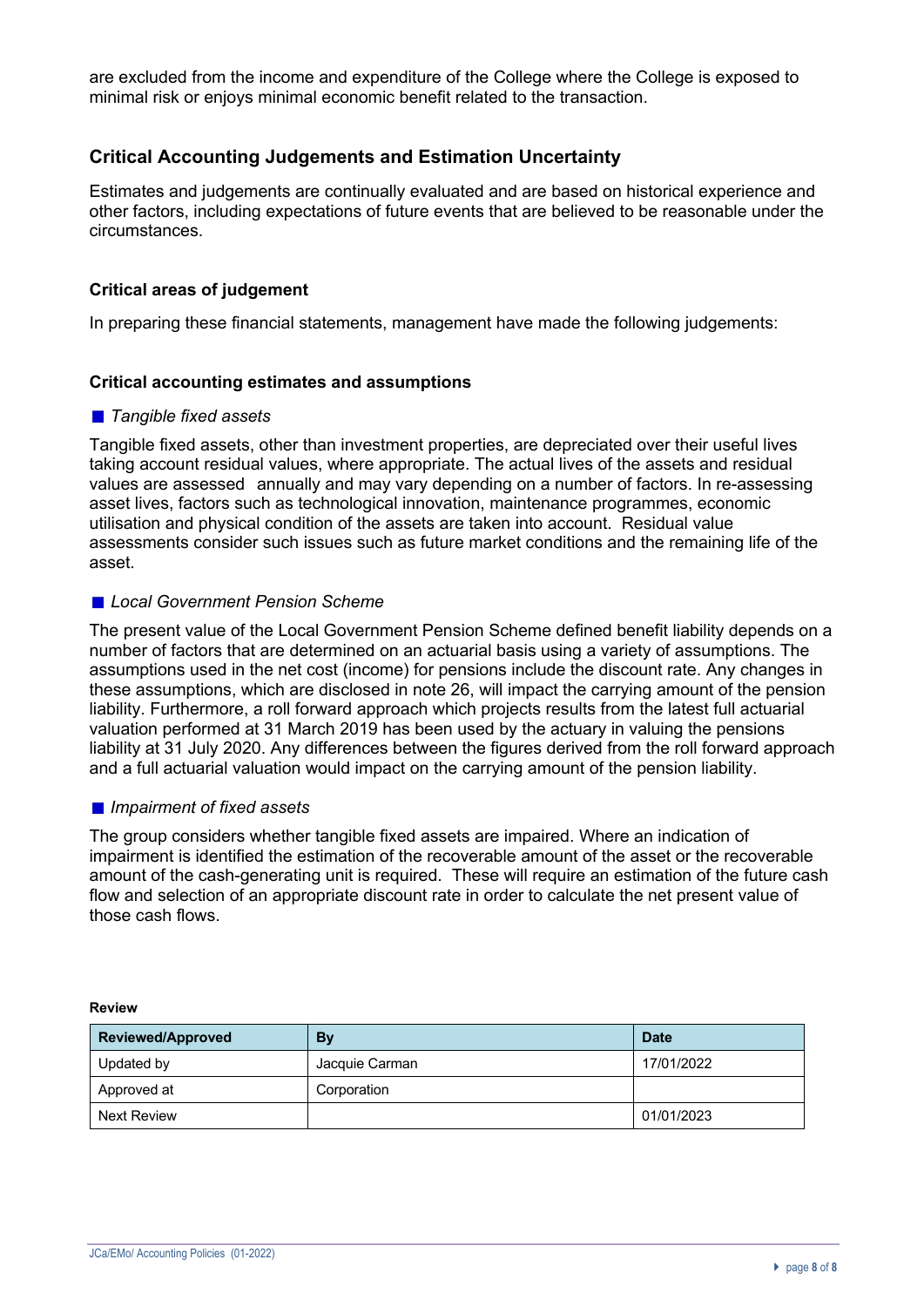are excluded from the income and expenditure of the College where the College is exposed to minimal risk or enjoys minimal economic benefit related to the transaction.

## Critical Accounting Judgements and Estimation Uncertainty

Estimates and judgements are continually evaluated and are based on historical experience and other factors, including expectations of future events that are believed to be reasonable under the circumstances.

### Critical areas of judgement

In preparing these financial statements, management have made the following judgements:

### Critical accounting estimates and assumptions

- *Tangible fixed assets*

Tangible fixed assets, other than investment properties, are depreciated over their useful lives taking account residual values, where appropriate. The actual lives of the assets and residual values are assessed annually and may vary depending on a number of factors. In re-assessing asset lives, factors such as technological innovation, maintenance programmes, economic utilisation and physical condition of the assets are taken into account. Residual value assessments consider such issues such as future market conditions and the remaining life of the asset.

- *Local Government Pension Scheme*

The present value of the Local Government Pension Scheme defined benefit liability depends on a number of factors that are determined on an actuarial basis using a variety of assumptions. The assumptions used in the net cost (income) for pensions include the discount rate. Any changes in these assumptions, which are disclosed in note 26, will impact the carrying amount of the pension liability. Furthermore, a roll forward approach which projects results from the latest full actuarial valuation performed at 31 March 2019 has been used by the actuary in valuing the pensions liability at 31 July 2020. Any differences between the figures derived from the roll forward approach and a full actuarial valuation would impact on the carrying amount of the pension liability.

- *Impairment of fixed assets*

The group considers whether tangible fixed assets are impaired. Where an indication of impairment is identified the estimation of the recoverable amount of the asset or the recoverable amount of the cash-generating unit is required. These will require an estimation of the future cash flow and selection of an appropriate discount rate in order to calculate the net present value of those cash flows.

**Review**

| Reviewed/Approved | By | Date |
|---|---|---|
| Updated by | Jacquie Carman | 17/01/2022 |
| Approved at | Corporation | |
| Next Review | | 01/01/2023 |

JCa/EMo/ Accounting Policies (01-2022)